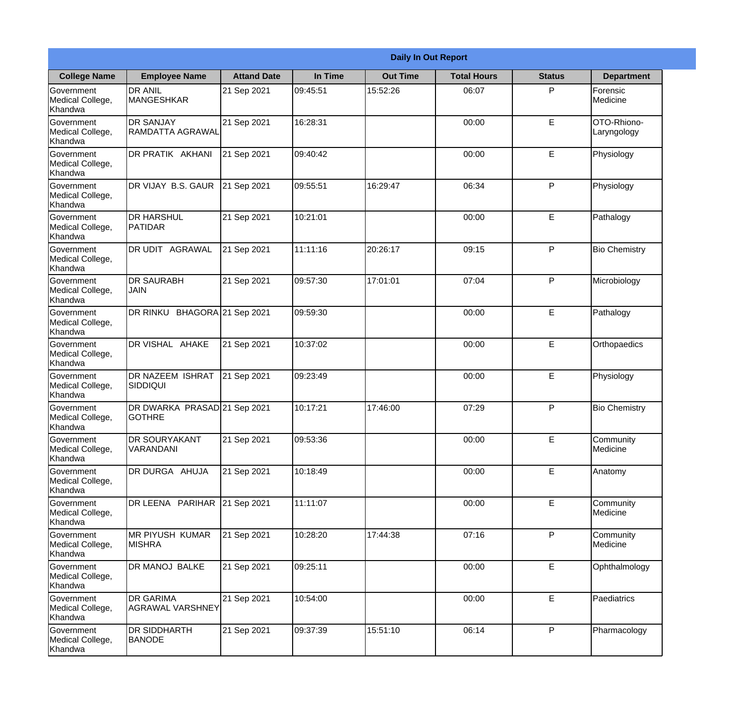| Daily In Out Report | | | | | | | |
|---|---|---|---|---|---|---|---|
| **College Name** | **Employee Name** | **Attand Date** | **In Time** | **Out Time** | **Total Hours** | **Status** | **Department** |
| Government Medical College, Khandwa | DR ANIL MANGESHKAR | 21 Sep 2021 | 09:45:51 | 15:52:26 | 06:07 | P | Forensic Medicine |
| Government Medical College, Khandwa | DR SANJAY RAMDATTA AGRAWAL | 21 Sep 2021 | 16:28:31 | | 00:00 | E | OTO-Rhiono-Laryngology |
| Government Medical College, Khandwa | DR PRATIK AKHANI | 21 Sep 2021 | 09:40:42 | | 00:00 | E | Physiology |
| Government Medical College, Khandwa | DR VIJAY B.S. GAUR | 21 Sep 2021 | 09:55:51 | 16:29:47 | 06:34 | P | Physiology |
| Government Medical College, Khandwa | DR HARSHUL PATIDAR | 21 Sep 2021 | 10:21:01 | | 00:00 | E | Pathalogy |
| Government Medical College, Khandwa | DR UDIT AGRAWAL | 21 Sep 2021 | 11:11:16 | 20:26:17 | 09:15 | P | Bio Chemistry |
| Government Medical College, Khandwa | DR SAURABH JAIN | 21 Sep 2021 | 09:57:30 | 17:01:01 | 07:04 | P | Microbiology |
| Government Medical College, Khandwa | DR RINKU BHAGORA | 21 Sep 2021 | 09:59:30 | | 00:00 | E | Pathalogy |
| Government Medical College, Khandwa | DR VISHAL AHAKE | 21 Sep 2021 | 10:37:02 | | 00:00 | E | Orthopaedics |
| Government Medical College, Khandwa | DR NAZEEM ISHRAT SIDDIQUI | 21 Sep 2021 | 09:23:49 | | 00:00 | E | Physiology |
| Government Medical College, Khandwa | DR DWARKA PRASAD GOTHRE | 21 Sep 2021 | 10:17:21 | 17:46:00 | 07:29 | P | Bio Chemistry |
| Government Medical College, Khandwa | DR SOURYAKANT VARANDANI | 21 Sep 2021 | 09:53:36 | | 00:00 | E | Community Medicine |
| Government Medical College, Khandwa | DR DURGA AHUJA | 21 Sep 2021 | 10:18:49 | | 00:00 | E | Anatomy |
| Government Medical College, Khandwa | DR LEENA PARIHAR | 21 Sep 2021 | 11:11:07 | | 00:00 | E | Community Medicine |
| Government Medical College, Khandwa | MR PIYUSH KUMAR MISHRA | 21 Sep 2021 | 10:28:20 | 17:44:38 | 07:16 | P | Community Medicine |
| Government Medical College, Khandwa | DR MANOJ BALKE | 21 Sep 2021 | 09:25:11 | | 00:00 | E | Ophthalmology |
| Government Medical College, Khandwa | DR GARIMA AGRAWAL VARSHNEY | 21 Sep 2021 | 10:54:00 | | 00:00 | E | Paediatrics |
| Government Medical College, Khandwa | DR SIDDHARTH BANODE | 21 Sep 2021 | 09:37:39 | 15:51:10 | 06:14 | P | Pharmacology |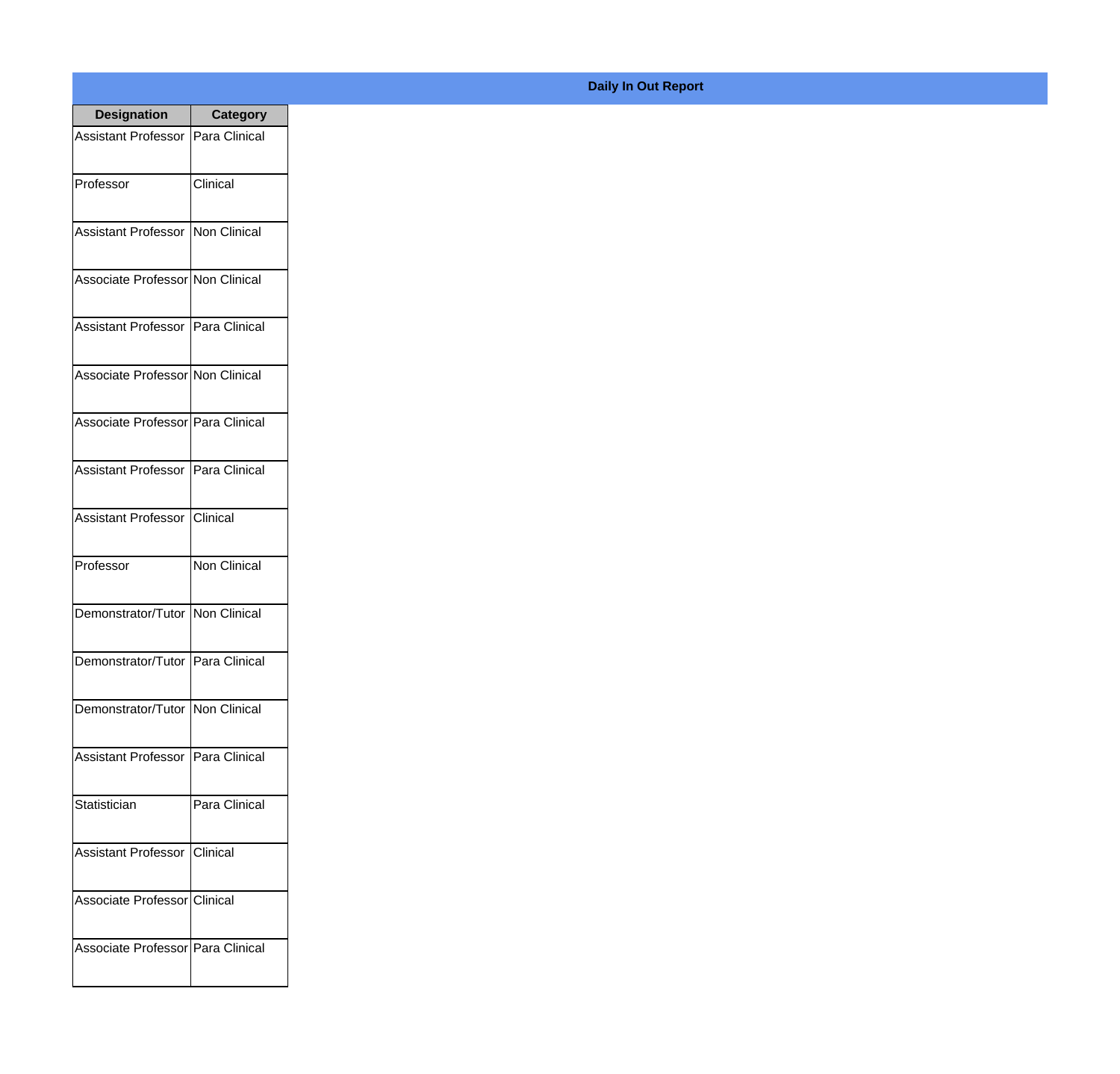**Daily In Out Report**

| Designation | Category |
|---|---|
| Assistant Professor | Para Clinical |
| Professor | Clinical |
| Assistant Professor | Non Clinical |
| Associate Professor | Non Clinical |
| Assistant Professor | Para Clinical |
| Associate Professor | Non Clinical |
| Associate Professor | Para Clinical |
| Assistant Professor | Para Clinical |
| Assistant Professor | Clinical |
| Professor | Non Clinical |
| Demonstrator/Tutor | Non Clinical |
| Demonstrator/Tutor | Para Clinical |
| Demonstrator/Tutor | Non Clinical |
| Assistant Professor | Para Clinical |
| Statistician | Para Clinical |
| Assistant Professor | Clinical |
| Associate Professor | Clinical |
| Associate Professor | Para Clinical |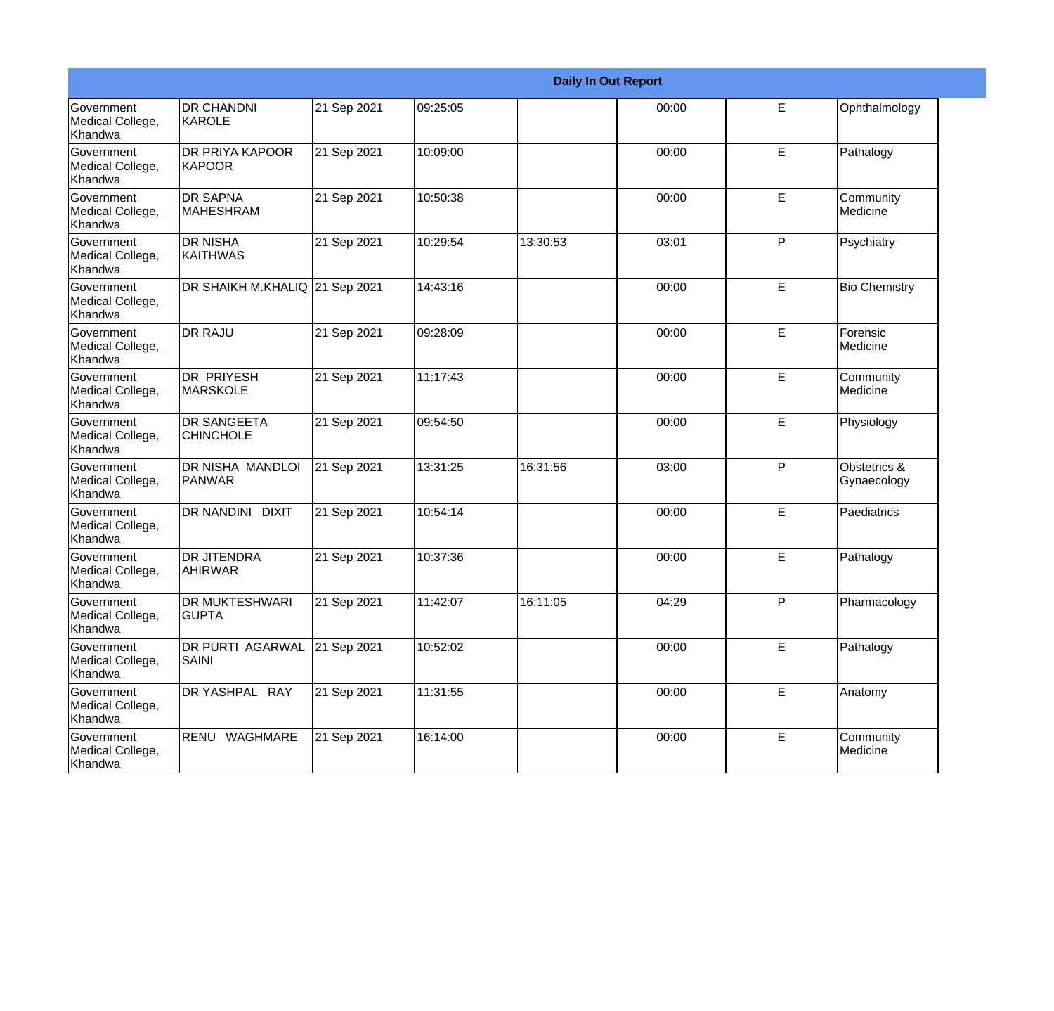| Daily In Out Report | | | | | | | |
|---|---|---|---|---|---|---|---|
| Government Medical College, Khandwa | DR CHANDNI KAROLE | 21 Sep 2021 | 09:25:05 | | 00:00 | E | Ophthalmology |
| Government Medical College, Khandwa | DR PRIYA KAPOOR KAPOOR | 21 Sep 2021 | 10:09:00 | | 00:00 | E | Pathalogy |
| Government Medical College, Khandwa | DR SAPNA MAHESHRAM | 21 Sep 2021 | 10:50:38 | | 00:00 | E | Community Medicine |
| Government Medical College, Khandwa | DR NISHA KAITHWAS | 21 Sep 2021 | 10:29:54 | 13:30:53 | 03:01 | P | Psychiatry |
| Government Medical College, Khandwa | DR SHAIKH M.KHALIQ | 21 Sep 2021 | 14:43:16 | | 00:00 | E | Bio Chemistry |
| Government Medical College, Khandwa | DR RAJU | 21 Sep 2021 | 09:28:09 | | 00:00 | E | Forensic Medicine |
| Government Medical College, Khandwa | DR PRIYESH MARSKOLE | 21 Sep 2021 | 11:17:43 | | 00:00 | E | Community Medicine |
| Government Medical College, Khandwa | DR SANGEETA CHINCHOLE | 21 Sep 2021 | 09:54:50 | | 00:00 | E | Physiology |
| Government Medical College, Khandwa | DR NISHA MANDLOI PANWAR | 21 Sep 2021 | 13:31:25 | 16:31:56 | 03:00 | P | Obstetrics & Gynaecology |
| Government Medical College, Khandwa | DR NANDINI DIXIT | 21 Sep 2021 | 10:54:14 | | 00:00 | E | Paediatrics |
| Government Medical College, Khandwa | DR JITENDRA AHIRWAR | 21 Sep 2021 | 10:37:36 | | 00:00 | E | Pathalogy |
| Government Medical College, Khandwa | DR MUKTESHWARI GUPTA | 21 Sep 2021 | 11:42:07 | 16:11:05 | 04:29 | P | Pharmacology |
| Government Medical College, Khandwa | DR PURTI AGARWAL SAINI | 21 Sep 2021 | 10:52:02 | | 00:00 | E | Pathalogy |
| Government Medical College, Khandwa | DR YASHPAL RAY | 21 Sep 2021 | 11:31:55 | | 00:00 | E | Anatomy |
| Government Medical College, Khandwa | RENU WAGHMARE | 21 Sep 2021 | 16:14:00 | | 00:00 | E | Community Medicine |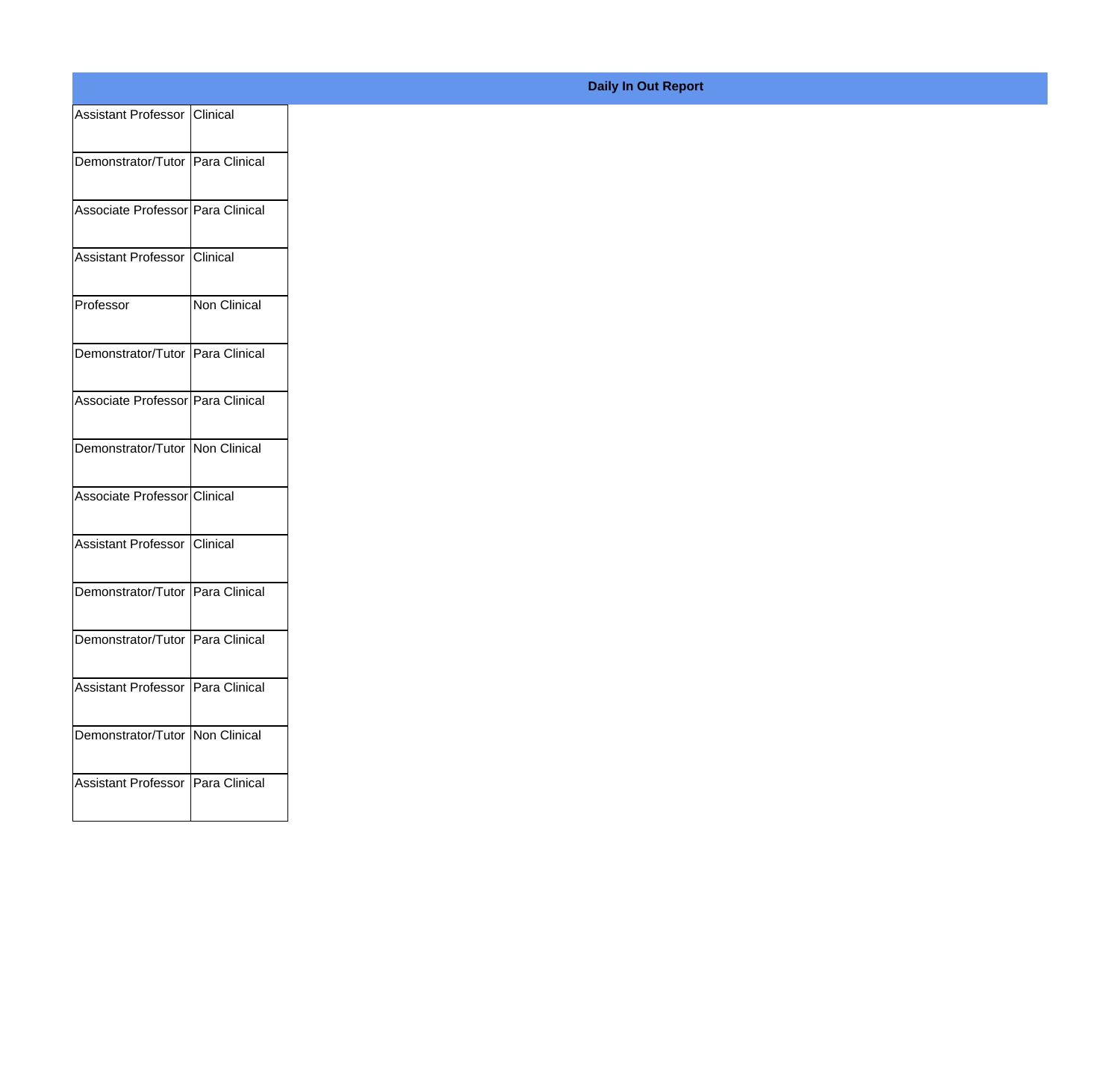**Daily In Out Report**

| | |
|---|---|
| Assistant Professor | Clinical |
| Demonstrator/Tutor | Para Clinical |
| Associate Professor | Para Clinical |
| Assistant Professor | Clinical |
| Professor | Non Clinical |
| Demonstrator/Tutor | Para Clinical |
| Associate Professor | Para Clinical |
| Demonstrator/Tutor | Non Clinical |
| Associate Professor | Clinical |
| Assistant Professor | Clinical |
| Demonstrator/Tutor | Para Clinical |
| Demonstrator/Tutor | Para Clinical |
| Assistant Professor | Para Clinical |
| Demonstrator/Tutor | Non Clinical |
| Assistant Professor | Para Clinical |